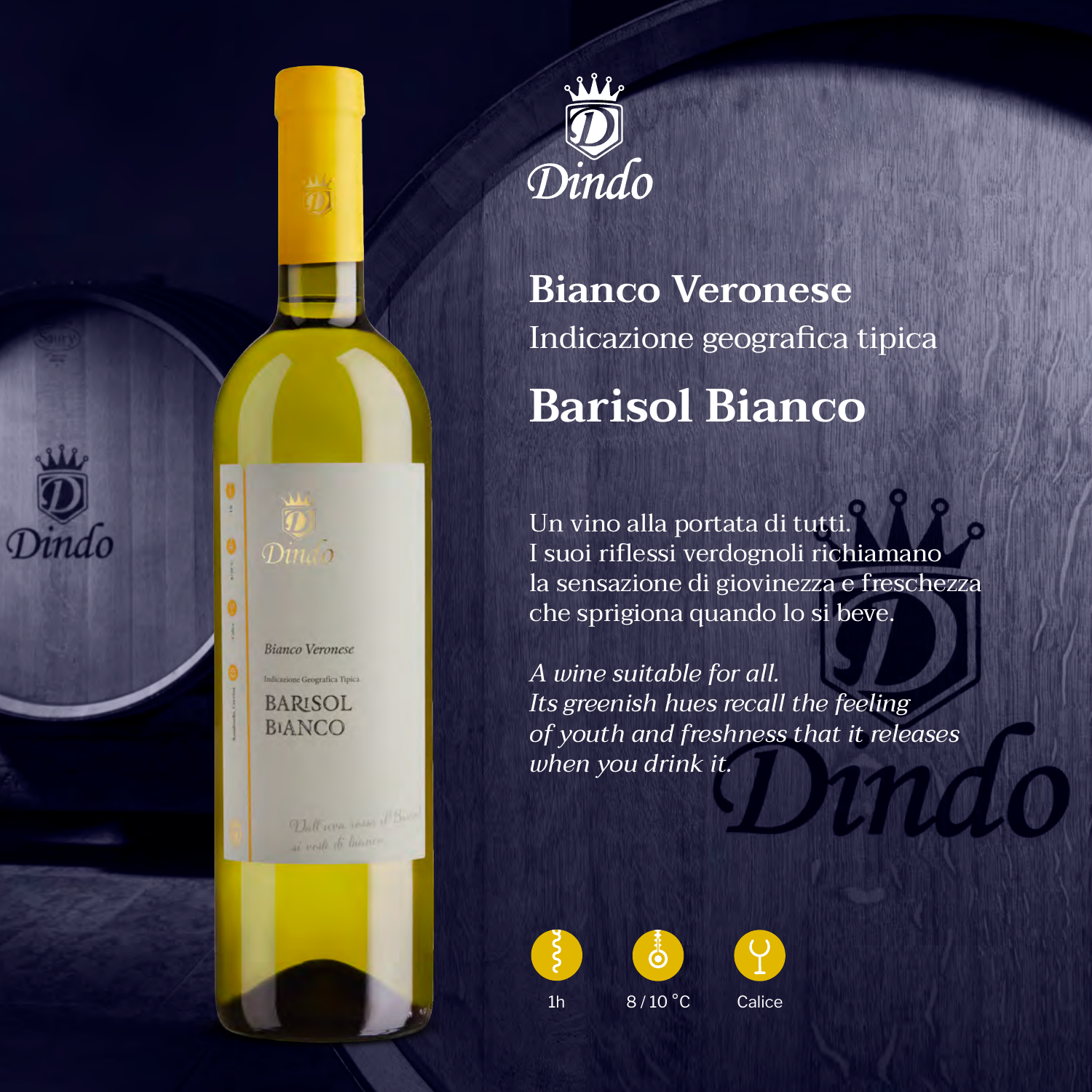Dindo

# Bianco Veronese

Indicazione geografica tipica

## Barisol Bianco

Un vino alla portata di tutti.
I suoi riflessi verdognoli richiamano
la sensazione di giovinezza e freschezza
che sprigiona quando lo si beve.

*A wine suitable for all.*
*Its greenish hues recall the feeling*
*of youth and freshness that it releases*
*when you drink it.*

1h

8 / 10 °C

Calice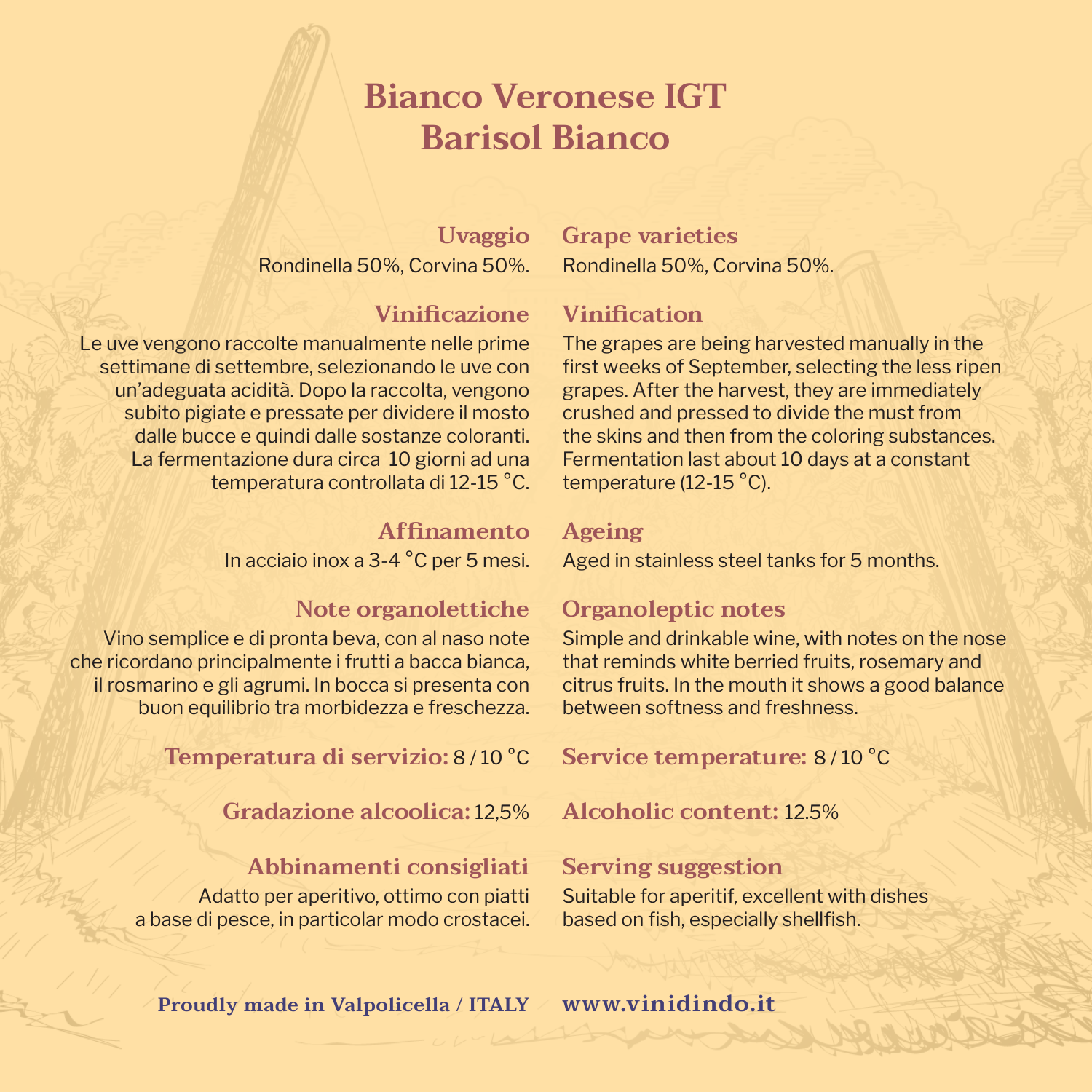# Bianco Veronese IGT
# Barisol Bianco

### Uvaggio

Rondinella 50%, Corvina 50%.

### Vinificazione

Le uve vengono raccolte manualmente nelle prime settimane di settembre, selezionando le uve con un'adeguata acidità. Dopo la raccolta, vengono subito pigiate e pressate per dividere il mosto dalle bucce e quindi dalle sostanze coloranti. La fermentazione dura circa 10 giorni ad una temperatura controllata di 12-15 °C.

### Affinamento

In acciaio inox a 3-4 °C per 5 mesi.

### Note organolettiche

Vino semplice e di pronta beva, con al naso note che ricordano principalmente i frutti a bacca bianca, il rosmarino e gli agrumi. In bocca si presenta con buon equilibrio tra morbidezza e freschezza.

**Temperatura di servizio:** 8 / 10 °C

**Gradazione alcoolica:** 12,5%

### Abbinamenti consigliati

Adatto per aperitivo, ottimo con piatti a base di pesce, in particolar modo crostacei.

### Grape varieties

Rondinella 50%, Corvina 50%.

### Vinification

The grapes are being harvested manually in the first weeks of September, selecting the less ripen grapes. After the harvest, they are immediately crushed and pressed to divide the must from the skins and then from the coloring substances. Fermentation last about 10 days at a constant temperature (12-15 °C).

### Ageing

Aged in stainless steel tanks for 5 months.

### Organoleptic notes

Simple and drinkable wine, with notes on the nose that reminds white berried fruits, rosemary and citrus fruits. In the mouth it shows a good balance between softness and freshness.

**Service temperature:** 8 / 10 °C

**Alcoholic content:** 12.5%

### Serving suggestion

Suitable for aperitif, excellent with dishes based on fish, especially shellfish.

**Proudly made in Valpolicella / ITALY**

**www.vinidindo.it**